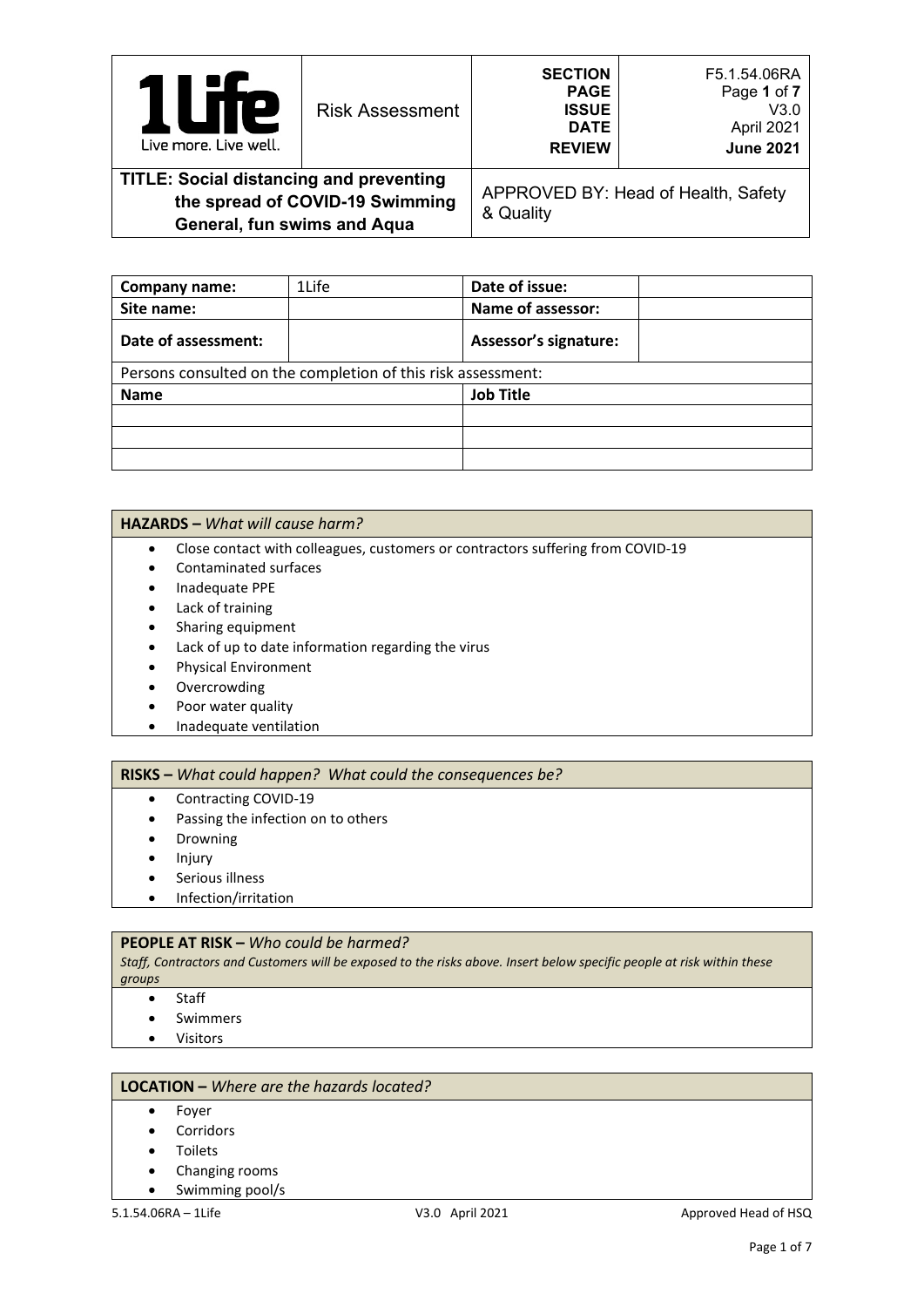| 1Life Live more. Live well. | Risk Assessment | SECTION<br>PAGE<br>ISSUE<br>DATE<br>REVIEW | F5.1.54.06RA<br>Page **1** of **7**<br>V3.0<br>April 2021<br>**June 2021** |
|---|---|---|---|
| **TITLE: Social distancing and preventing the spread of COVID-19 Swimming General, fun swims and Aqua** | | APPROVED BY: Head of Health, Safety & Quality | |

| **Company name:** | 1Life | **Date of issue:** | |
|---|---|---|---|
| **Site name:** | | **Name of assessor:** | |
| **Date of assessment:** | | **Assessor's signature:** | |
| Persons consulted on the completion of this risk assessment: | | | |
| **Name** | | **Job Title** | |
| | | | |
| | | | |
| | | | |

**HAZARDS –** *What will cause harm?*

- Close contact with colleagues, customers or contractors suffering from COVID-19
- Contaminated surfaces
- Inadequate PPE
- Lack of training
- Sharing equipment
- Lack of up to date information regarding the virus
- Physical Environment
- Overcrowding
- Poor water quality
- Inadequate ventilation

**RISKS –** *What could happen? What could the consequences be?*

- Contracting COVID-19
- Passing the infection on to others
- Drowning
- Injury
- Serious illness
- Infection/irritation

**PEOPLE AT RISK –** *Who could be harmed?*

*Staff, Contractors and Customers will be exposed to the risks above. Insert below specific people at risk within these groups*

- Staff
- Swimmers
- Visitors

**LOCATION –** *Where are the hazards located?*

- Foyer
- Corridors
- Toilets
- Changing rooms
- Swimming pool/s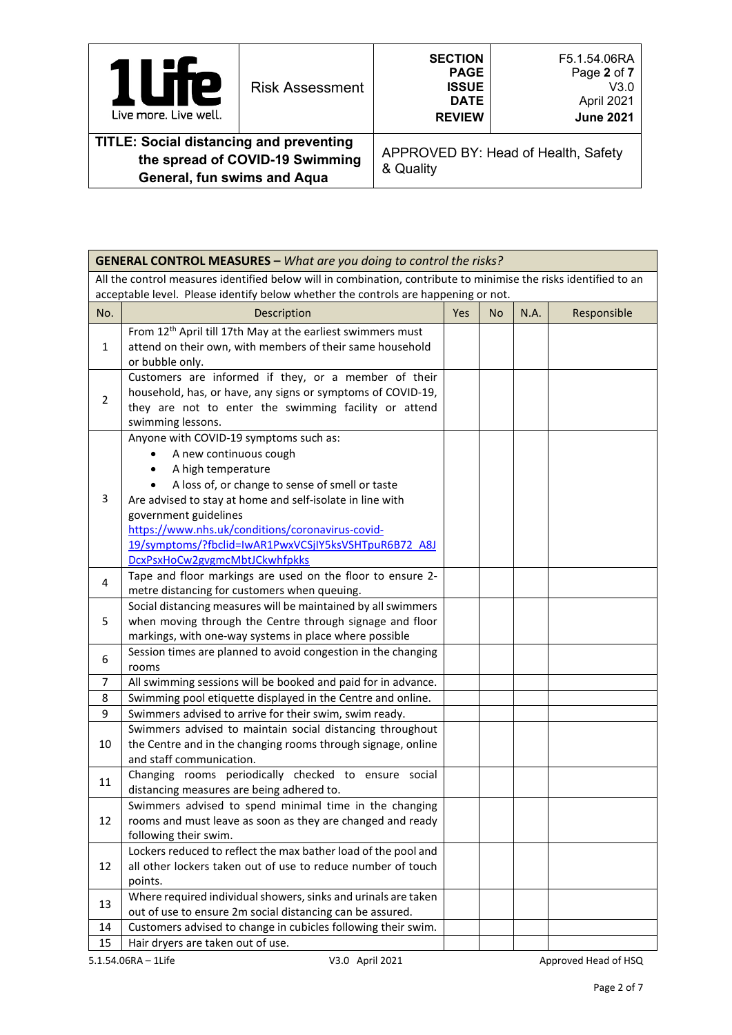| **GENERAL CONTROL MEASURES** – *What are you doing to control the risks?* | | | | | |
|---|---|---|---|---|---|
| All the control measures identified below will in combination, contribute to minimise the risks identified to an acceptable level. Please identify below whether the controls are happening or not. | | | | | |
| No. | Description | Yes | No | N.A. | Responsible |
| 1 | From 12th April till 17th May at the earliest swimmers must attend on their own, with members of their same household or bubble only. | | | | |
| 2 | Customers are informed if they, or a member of their household, has, or have, any signs or symptoms of COVID-19, they are not to enter the swimming facility or attend swimming lessons. | | | | |
| 3 | Anyone with COVID-19 symptoms such as:<br>• A new continuous cough<br>• A high temperature<br>• A loss of, or change to sense of smell or taste<br>Are advised to stay at home and self-isolate in line with government guidelines https://www.nhs.uk/conditions/coronavirus-covid-19/symptoms/?fbclid=IwAR1PwxVCSjIY5ksVSHTpuR6B72_A8JDcxPsxHoCw2gvgmcMbtJCkwhfpkks | | | | |
| 4 | Tape and floor markings are used on the floor to ensure 2-metre distancing for customers when queuing. | | | | |
| 5 | Social distancing measures will be maintained by all swimmers when moving through the Centre through signage and floor markings, with one-way systems in place where possible | | | | |
| 6 | Session times are planned to avoid congestion in the changing rooms | | | | |
| 7 | All swimming sessions will be booked and paid for in advance. | | | | |
| 8 | Swimming pool etiquette displayed in the Centre and online. | | | | |
| 9 | Swimmers advised to arrive for their swim, swim ready. | | | | |
| 10 | Swimmers advised to maintain social distancing throughout the Centre and in the changing rooms through signage, online and staff communication. | | | | |
| 11 | Changing rooms periodically checked to ensure social distancing measures are being adhered to. | | | | |
| 12 | Swimmers advised to spend minimal time in the changing rooms and must leave as soon as they are changed and ready following their swim. | | | | |
| 12 | Lockers reduced to reflect the max bather load of the pool and all other lockers taken out of use to reduce number of touch points. | | | | |
| 13 | Where required individual showers, sinks and urinals are taken out of use to ensure 2m social distancing can be assured. | | | | |
| 14 | Customers advised to change in cubicles following their swim. | | | | |
| 15 | Hair dryers are taken out of use. | | | | |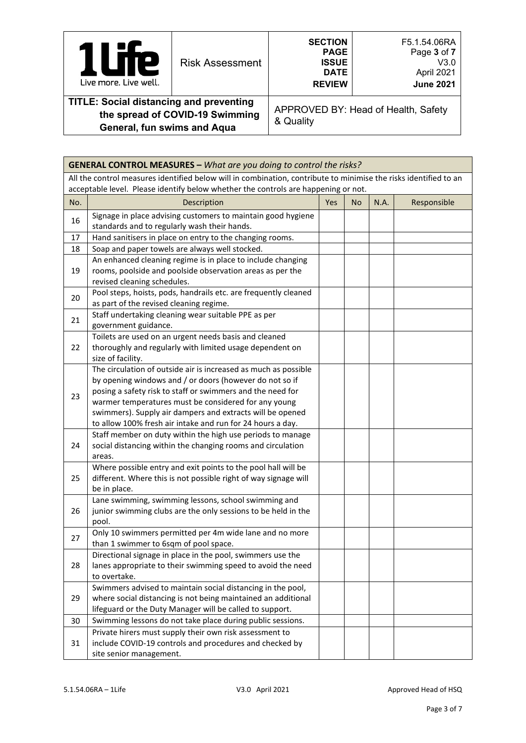| **GENERAL CONTROL MEASURES –** *What are you doing to control the risks?* | | | | | |
|---|---|---|---|---|---|
| All the control measures identified below will in combination, contribute to minimise the risks identified to an acceptable level. Please identify below whether the controls are happening or not. | | | | | |
| No. | Description | Yes | No | N.A. | Responsible |
| 16 | Signage in place advising customers to maintain good hygiene standards and to regularly wash their hands. | | | | |
| 17 | Hand sanitisers in place on entry to the changing rooms. | | | | |
| 18 | Soap and paper towels are always well stocked. | | | | |
| 19 | An enhanced cleaning regime is in place to include changing rooms, poolside and poolside observation areas as per the revised cleaning schedules. | | | | |
| 20 | Pool steps, hoists, pods, handrails etc. are frequently cleaned as part of the revised cleaning regime. | | | | |
| 21 | Staff undertaking cleaning wear suitable PPE as per government guidance. | | | | |
| 22 | Toilets are used on an urgent needs basis and cleaned thoroughly and regularly with limited usage dependent on size of facility. | | | | |
| 23 | The circulation of outside air is increased as much as possible by opening windows and / or doors (however do not so if posing a safety risk to staff or swimmers and the need for warmer temperatures must be considered for any young swimmers). Supply air dampers and extracts will be opened to allow 100% fresh air intake and run for 24 hours a day. | | | | |
| 24 | Staff member on duty within the high use periods to manage social distancing within the changing rooms and circulation areas. | | | | |
| 25 | Where possible entry and exit points to the pool hall will be different. Where this is not possible right of way signage will be in place. | | | | |
| 26 | Lane swimming, swimming lessons, school swimming and junior swimming clubs are the only sessions to be held in the pool. | | | | |
| 27 | Only 10 swimmers permitted per 4m wide lane and no more than 1 swimmer to 6sqm of pool space. | | | | |
| 28 | Directional signage in place in the pool, swimmers use the lanes appropriate to their swimming speed to avoid the need to overtake. | | | | |
| 29 | Swimmers advised to maintain social distancing in the pool, where social distancing is not being maintained an additional lifeguard or the Duty Manager will be called to support. | | | | |
| 30 | Swimming lessons do not take place during public sessions. | | | | |
| 31 | Private hirers must supply their own risk assessment to include COVID-19 controls and procedures and checked by site senior management. | | | | |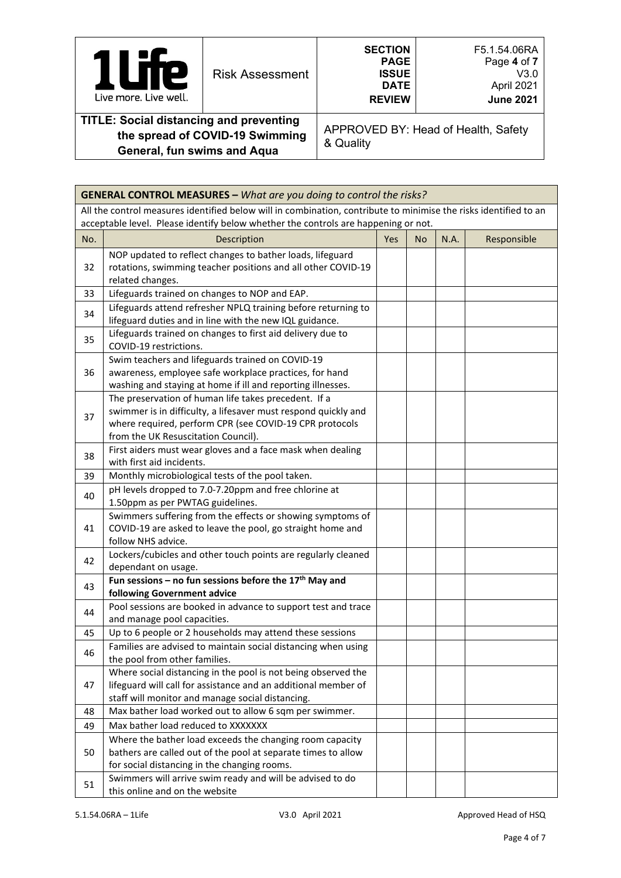| 1Life Live more. Live well. | Risk Assessment | SECTION PAGE ISSUE DATE REVIEW | F5.1.54.06RA Page **4** of **7** V3.0 April 2021 **June 2021** |
|---|---|---|---|
| **TITLE: Social distancing and preventing the spread of COVID-19 Swimming General, fun swims and Aqua** | | APPROVED BY: Head of Health, Safety & Quality | |

| **GENERAL CONTROL MEASURES –** *What are you doing to control the risks?* | | | | | |
|---|---|---|---|---|---|
| All the control measures identified below will in combination, contribute to minimise the risks identified to an acceptable level. Please identify below whether the controls are happening or not. | | | | | |
| No. | Description | Yes | No | N.A. | Responsible |
| 32 | NOP updated to reflect changes to bather loads, lifeguard rotations, swimming teacher positions and all other COVID-19 related changes. | | | | |
| 33 | Lifeguards trained on changes to NOP and EAP. | | | | |
| 34 | Lifeguards attend refresher NPLQ training before returning to lifeguard duties and in line with the new IQL guidance. | | | | |
| 35 | Lifeguards trained on changes to first aid delivery due to COVID-19 restrictions. | | | | |
| 36 | Swim teachers and lifeguards trained on COVID-19 awareness, employee safe workplace practices, for hand washing and staying at home if ill and reporting illnesses. | | | | |
| 37 | The preservation of human life takes precedent. If a swimmer is in difficulty, a lifesaver must respond quickly and where required, perform CPR (see COVID-19 CPR protocols from the UK Resuscitation Council). | | | | |
| 38 | First aiders must wear gloves and a face mask when dealing with first aid incidents. | | | | |
| 39 | Monthly microbiological tests of the pool taken. | | | | |
| 40 | pH levels dropped to 7.0-7.20ppm and free chlorine at 1.50ppm as per PWTAG guidelines. | | | | |
| 41 | Swimmers suffering from the effects or showing symptoms of COVID-19 are asked to leave the pool, go straight home and follow NHS advice. | | | | |
| 42 | Lockers/cubicles and other touch points are regularly cleaned dependant on usage. | | | | |
| 43 | **Fun sessions – no fun sessions before the 17th May and following Government advice** | | | | |
| 44 | Pool sessions are booked in advance to support test and trace and manage pool capacities. | | | | |
| 45 | Up to 6 people or 2 households may attend these sessions | | | | |
| 46 | Families are advised to maintain social distancing when using the pool from other families. | | | | |
| 47 | Where social distancing in the pool is not being observed the lifeguard will call for assistance and an additional member of staff will monitor and manage social distancing. | | | | |
| 48 | Max bather load worked out to allow 6 sqm per swimmer. | | | | |
| 49 | Max bather load reduced to XXXXXXX | | | | |
| 50 | Where the bather load exceeds the changing room capacity bathers are called out of the pool at separate times to allow for social distancing in the changing rooms. | | | | |
| 51 | Swimmers will arrive swim ready and will be advised to do this online and on the website | | | | |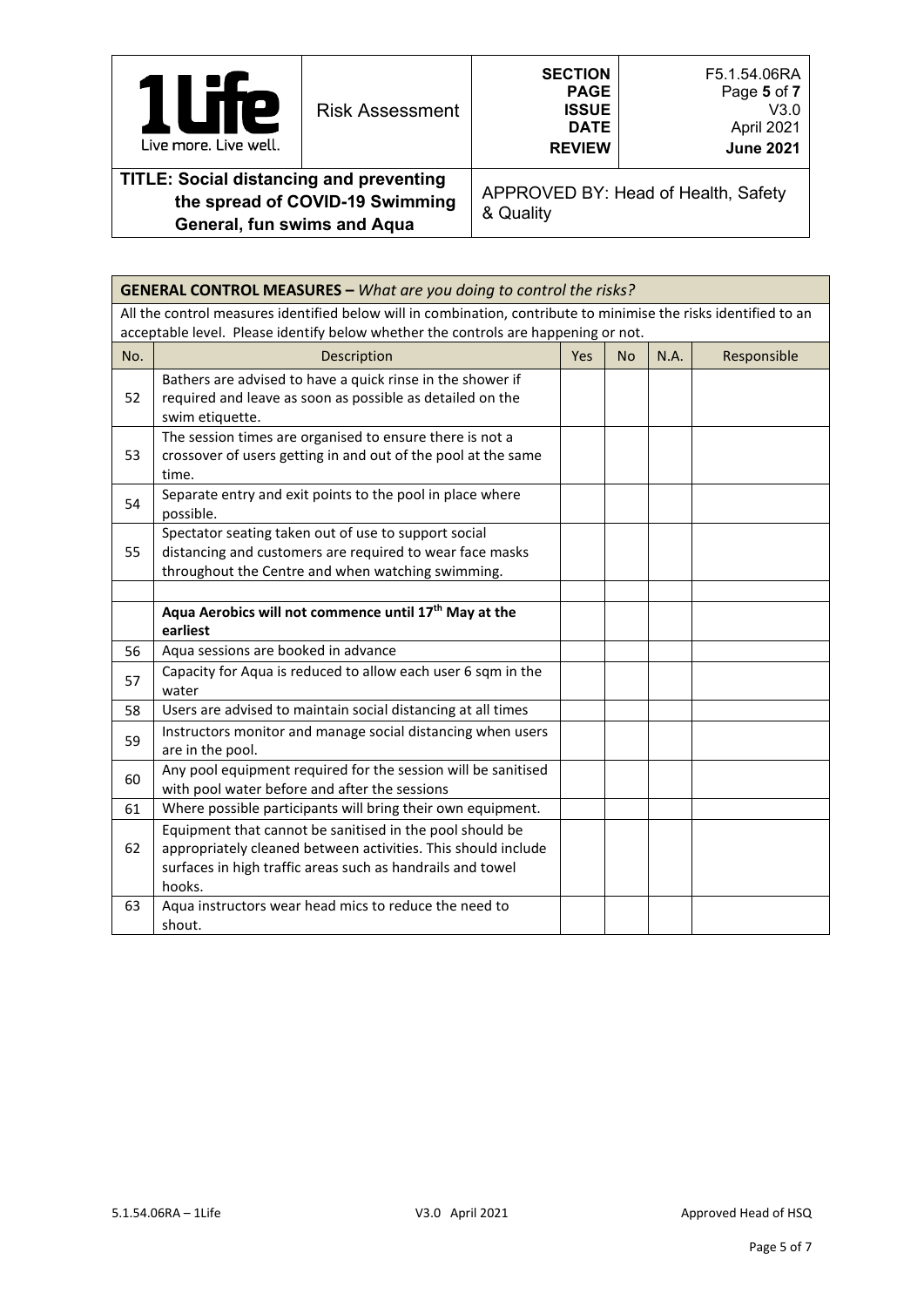| 1Life Live more. Live well. | Risk Assessment | SECTION<br>PAGE<br>ISSUE<br>DATE<br>REVIEW | F5.1.54.06RA<br>Page **5** of **7**<br>V3.0<br>April 2021<br>**June 2021** |
|---|---|---|---|
| **TITLE: Social distancing and preventing the spread of COVID-19 Swimming General, fun swims and Aqua** | | APPROVED BY: Head of Health, Safety & Quality | |

**GENERAL CONTROL MEASURES –** *What are you doing to control the risks?*

All the control measures identified below will in combination, contribute to minimise the risks identified to an acceptable level. Please identify below whether the controls are happening or not.

| No. | Description | Yes | No | N.A. | Responsible |
|---|---|---|---|---|---|
| 52 | Bathers are advised to have a quick rinse in the shower if required and leave as soon as possible as detailed on the swim etiquette. | | | | |
| 53 | The session times are organised to ensure there is not a crossover of users getting in and out of the pool at the same time. | | | | |
| 54 | Separate entry and exit points to the pool in place where possible. | | | | |
| 55 | Spectator seating taken out of use to support social distancing and customers are required to wear face masks throughout the Centre and when watching swimming. | | | | |
| | | | | | |
| | **Aqua Aerobics will not commence until 17th May at the earliest** | | | | |
| 56 | Aqua sessions are booked in advance | | | | |
| 57 | Capacity for Aqua is reduced to allow each user 6 sqm in the water | | | | |
| 58 | Users are advised to maintain social distancing at all times | | | | |
| 59 | Instructors monitor and manage social distancing when users are in the pool. | | | | |
| 60 | Any pool equipment required for the session will be sanitised with pool water before and after the sessions | | | | |
| 61 | Where possible participants will bring their own equipment. | | | | |
| 62 | Equipment that cannot be sanitised in the pool should be appropriately cleaned between activities. This should include surfaces in high traffic areas such as handrails and towel hooks. | | | | |
| 63 | Aqua instructors wear head mics to reduce the need to shout. | | | | |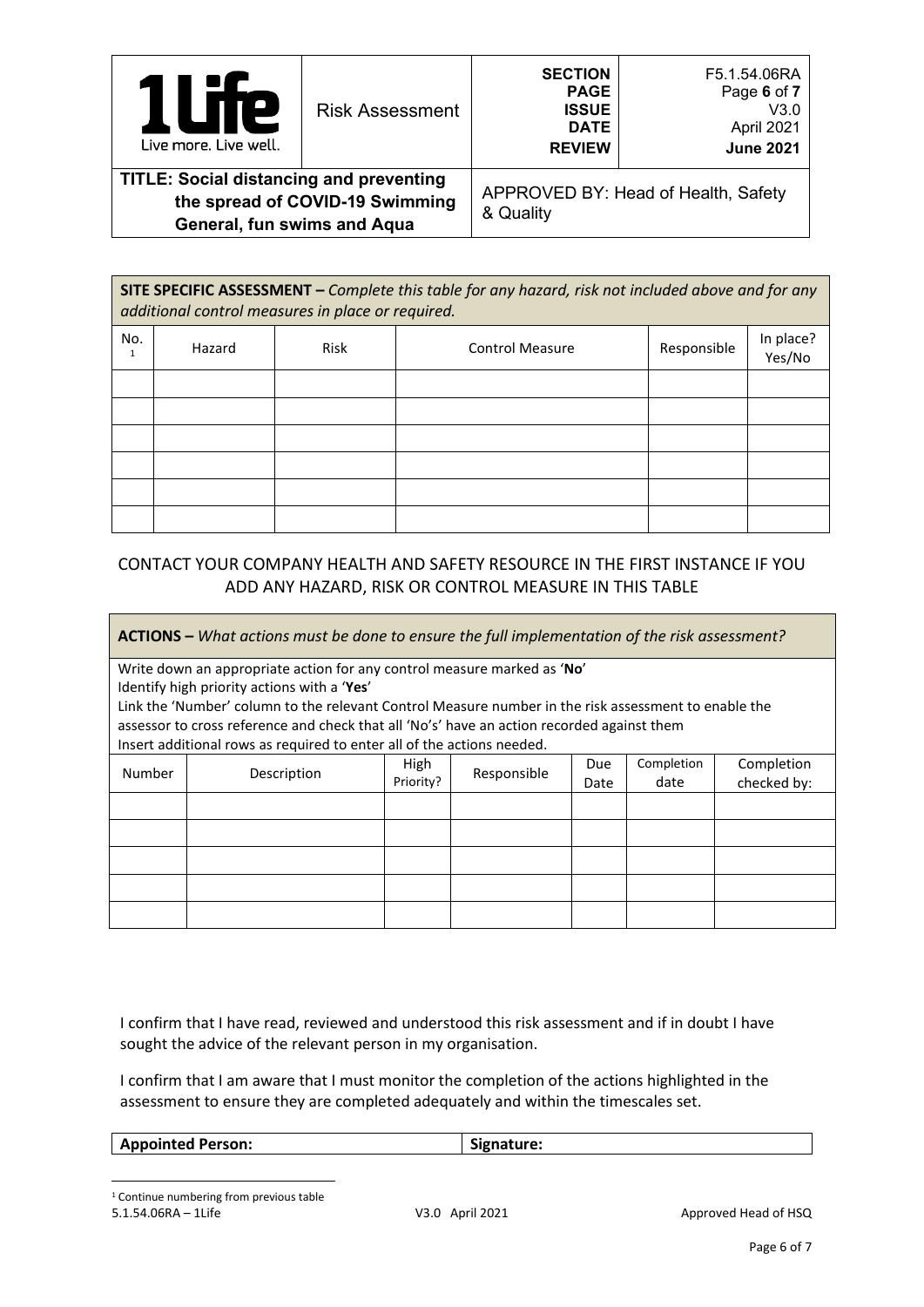| | Risk Assessment | SECTION<br>PAGE<br>ISSUE<br>DATE<br>REVIEW | F5.1.54.06RA<br>Page **6** of **7**<br>V3.0<br>April 2021<br>**June 2021** |
|---|---|---|---|
| **TITLE: Social distancing and preventing the spread of COVID-19 Swimming General, fun swims and Aqua** | | APPROVED BY: Head of Health, Safety & Quality | |

**SITE SPECIFIC ASSESSMENT –** *Complete this table for any hazard, risk not included above and for any additional control measures in place or required.*

| No.[1] | Hazard | Risk | Control Measure | Responsible | In place? Yes/No |
|---|---|---|---|---|---|
| | | | | | |
| | | | | | |
| | | | | | |
| | | | | | |
| | | | | | |
| | | | | | |

CONTACT YOUR COMPANY HEALTH AND SAFETY RESOURCE IN THE FIRST INSTANCE IF YOU ADD ANY HAZARD, RISK OR CONTROL MEASURE IN THIS TABLE

**ACTIONS –** *What actions must be done to ensure the full implementation of the risk assessment?*

Write down an appropriate action for any control measure marked as '**No**'
Identify high priority actions with a '**Yes**'
Link the 'Number' column to the relevant Control Measure number in the risk assessment to enable the assessor to cross reference and check that all 'No's' have an action recorded against them
Insert additional rows as required to enter all of the actions needed.

| Number | Description | High Priority? | Responsible | Due Date | Completion date | Completion checked by: |
|---|---|---|---|---|---|---|
| | | | | | | |
| | | | | | | |
| | | | | | | |
| | | | | | | |
| | | | | | | |

I confirm that I have read, reviewed and understood this risk assessment and if in doubt I have sought the advice of the relevant person in my organisation.

I confirm that I am aware that I must monitor the completion of the actions highlighted in the assessment to ensure they are completed adequately and within the timescales set.

| **Appointed Person:** | **Signature:** |
|---|---|

[1] Continue numbering from previous table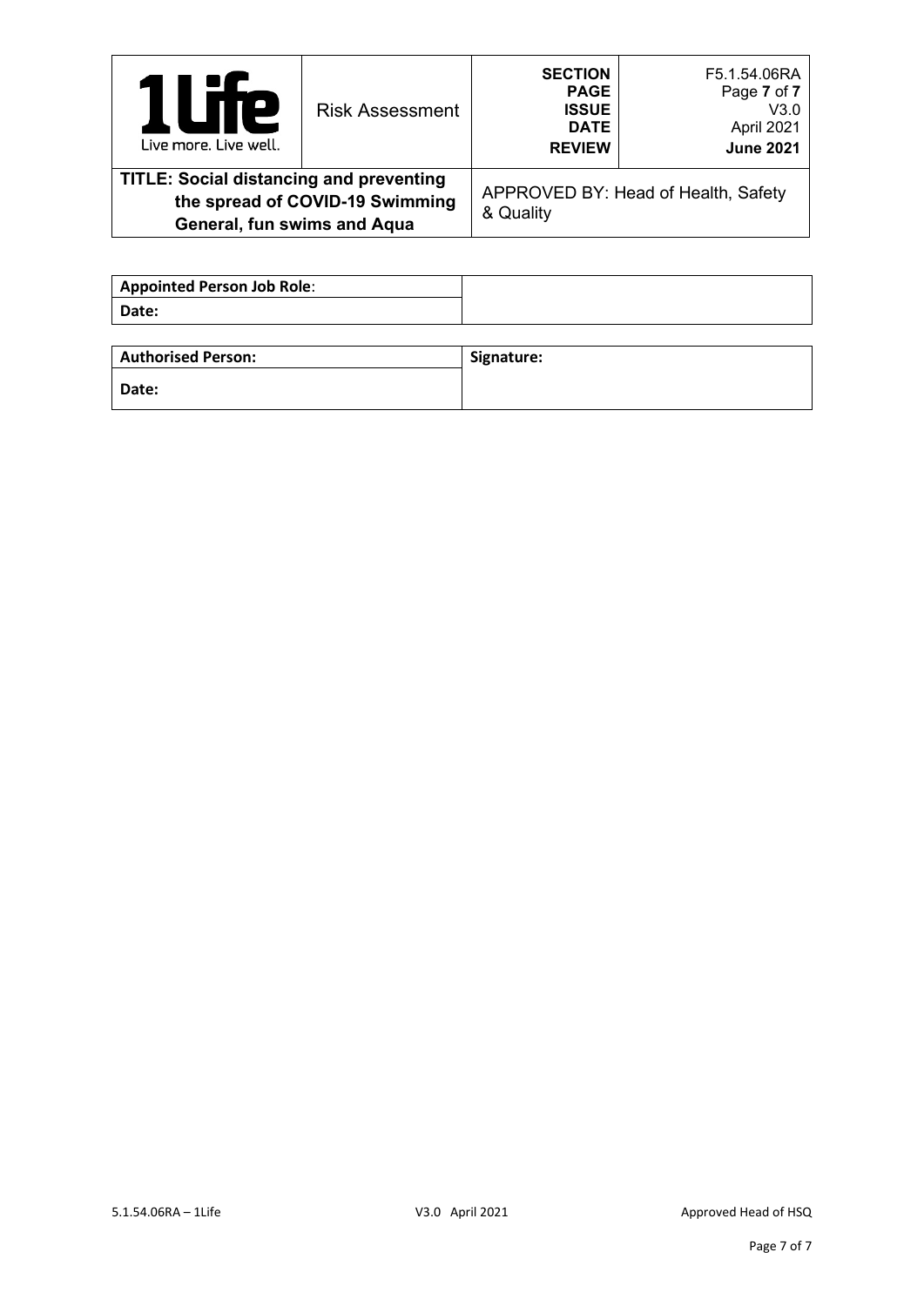| Appointed Person Job Role: | |
|---|---|
| Date: | |

| Authorised Person: | Signature: |
|---|---|
| Date: | |